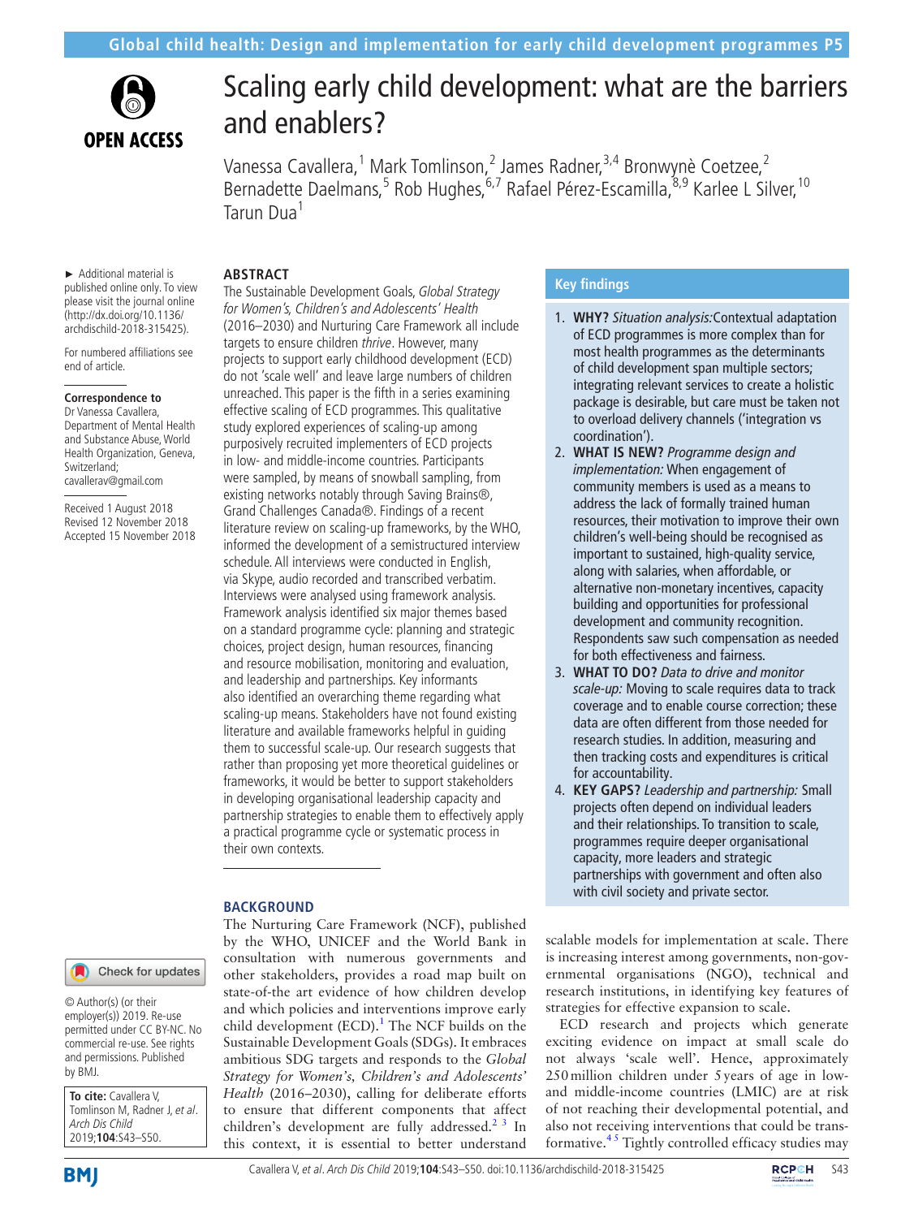# Scaling early child development: what are the barriers and enablers?

Vanessa Cavallera,[1] Mark Tomlinson,[2] James Radner,[3,4] Bronwynè Coetzee,[2] Bernadette Daelmans,[5] Rob Hughes,[6,7] Rafael Pérez-Escamilla,[8,9] Karlee L Silver,[10] Tarun Dua[1]

► Additional material is published online only. To view please visit the journal online (http://dx.doi.org/10.1136/archdischild-2018-315425).

For numbered affiliations see end of article.

**Correspondence to**
Dr Vanessa Cavallera, Department of Mental Health and Substance Abuse, World Health Organization, Geneva, Switzerland; cavallerav@gmail.com

Received 1 August 2018
Revised 12 November 2018
Accepted 15 November 2018

© Author(s) (or their employer(s)) 2019. Re-use permitted under CC BY-NC. No commercial re-use. See rights and permissions. Published by BMJ.

**To cite:** Cavallera V, Tomlinson M, Radner J, *et al*. *Arch Dis Child* 2019;**104**:S43–S50.

## ABSTRACT

The Sustainable Development Goals, *Global Strategy for Women's, Children's and Adolescents' Health* (2016–2030) and Nurturing Care Framework all include targets to ensure children *thrive*. However, many projects to support early childhood development (ECD) do not 'scale well' and leave large numbers of children unreached. This paper is the fifth in a series examining effective scaling of ECD programmes. This qualitative study explored experiences of scaling-up among purposively recruited implementers of ECD projects in low- and middle-income countries. Participants were sampled, by means of snowball sampling, from existing networks notably through Saving Brains®, Grand Challenges Canada®. Findings of a recent literature review on scaling-up frameworks, by the WHO, informed the development of a semistructured interview schedule. All interviews were conducted in English, via Skype, audio recorded and transcribed verbatim. Interviews were analysed using framework analysis. Framework analysis identified six major themes based on a standard programme cycle: planning and strategic choices, project design, human resources, financing and resource mobilisation, monitoring and evaluation, and leadership and partnerships. Key informants also identified an overarching theme regarding what scaling-up means. Stakeholders have not found existing literature and available frameworks helpful in guiding them to successful scale-up. Our research suggests that rather than proposing yet more theoretical guidelines or frameworks, it would be better to support stakeholders in developing organisational leadership capacity and partnership strategies to enable them to effectively apply a practical programme cycle or systematic process in their own contexts.

## Key findings

1. **WHY?** *Situation analysis:* Contextual adaptation of ECD programmes is more complex than for most health programmes as the determinants of child development span multiple sectors; integrating relevant services to create a holistic package is desirable, but care must be taken not to overload delivery channels ('integration vs coordination').
2. **WHAT IS NEW?** *Programme design and implementation:* When engagement of community members is used as a means to address the lack of formally trained human resources, their motivation to improve their own children's well-being should be recognised as important to sustained, high-quality service, along with salaries, when affordable, or alternative non-monetary incentives, capacity building and opportunities for professional development and community recognition. Respondents saw such compensation as needed for both effectiveness and fairness.
3. **WHAT TO DO?** *Data to drive and monitor scale-up:* Moving to scale requires data to track coverage and to enable course correction; these data are often different from those needed for research studies. In addition, measuring and then tracking costs and expenditures is critical for accountability.
4. **KEY GAPS?** *Leadership and partnership:* Small projects often depend on individual leaders and their relationships. To transition to scale, programmes require deeper organisational capacity, more leaders and strategic partnerships with government and often also with civil society and private sector.

## BACKGROUND

The Nurturing Care Framework (NCF), published by the WHO, UNICEF and the World Bank in consultation with numerous governments and other stakeholders, provides a road map built on state-of-the art evidence of how children develop and which policies and interventions improve early child development (ECD).[1] The NCF builds on the Sustainable Development Goals (SDGs). It embraces ambitious SDG targets and responds to the *Global Strategy for Women's, Children's and Adolescents' Health* (2016–2030), calling for deliberate efforts to ensure that different components that affect children's development are fully addressed.[2 3] In this context, it is essential to better understand scalable models for implementation at scale. There is increasing interest among governments, non-governmental organisations (NGO), technical and research institutions, in identifying key features of strategies for effective expansion to scale.

ECD research and projects which generate exciting evidence on impact at small scale do not always 'scale well'. Hence, approximately 250 million children under 5 years of age in low- and middle-income countries (LMIC) are at risk of not reaching their developmental potential, and also not receiving interventions that could be transformative.[4 5] Tightly controlled efficacy studies may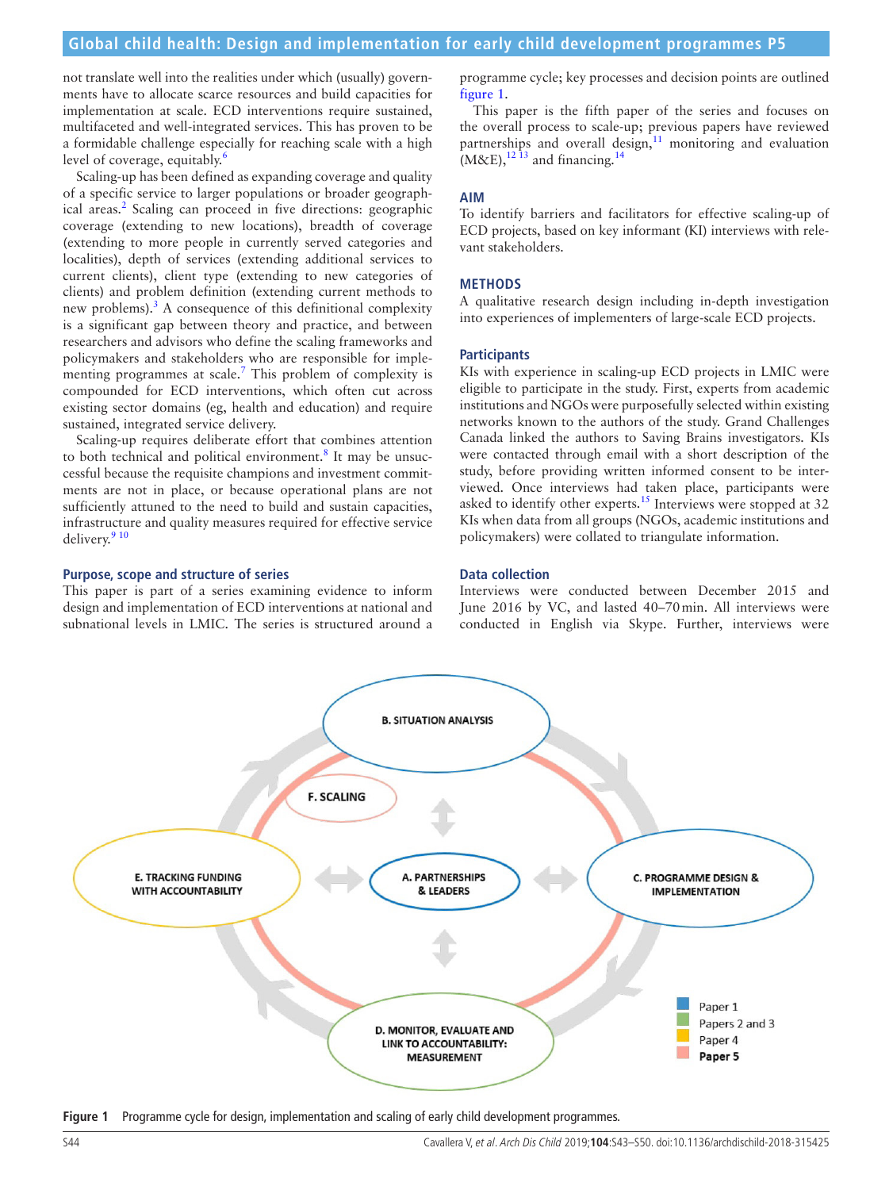not translate well into the realities under which (usually) governments have to allocate scarce resources and build capacities for implementation at scale. ECD interventions require sustained, multifaceted and well-integrated services. This has proven to be a formidable challenge especially for reaching scale with a high level of coverage, equitably.[6]

Scaling-up has been defined as expanding coverage and quality of a specific service to larger populations or broader geographical areas.[2] Scaling can proceed in five directions: geographic coverage (extending to new locations), breadth of coverage (extending to more people in currently served categories and localities), depth of services (extending additional services to current clients), client type (extending to new categories of clients) and problem definition (extending current methods to new problems).[3] A consequence of this definitional complexity is a significant gap between theory and practice, and between researchers and advisors who define the scaling frameworks and policymakers and stakeholders who are responsible for implementing programmes at scale.[7] This problem of complexity is compounded for ECD interventions, which often cut across existing sector domains (eg, health and education) and require sustained, integrated service delivery.

Scaling-up requires deliberate effort that combines attention to both technical and political environment.[8] It may be unsuccessful because the requisite champions and investment commitments are not in place, or because operational plans are not sufficiently attuned to the need to build and sustain capacities, infrastructure and quality measures required for effective service delivery.[9 10]

### Purpose, scope and structure of series

This paper is part of a series examining evidence to inform design and implementation of ECD interventions at national and subnational levels in LMIC. The series is structured around a programme cycle; key processes and decision points are outlined figure 1.

This paper is the fifth paper of the series and focuses on the overall process to scale-up; previous papers have reviewed partnerships and overall design,[11] monitoring and evaluation (M&E),[12 13] and financing.[14]

## AIM

To identify barriers and facilitators for effective scaling-up of ECD projects, based on key informant (KI) interviews with relevant stakeholders.

## METHODS

A qualitative research design including in-depth investigation into experiences of implementers of large-scale ECD projects.

### Participants

KIs with experience in scaling-up ECD projects in LMIC were eligible to participate in the study. First, experts from academic institutions and NGOs were purposefully selected within existing networks known to the authors of the study. Grand Challenges Canada linked the authors to Saving Brains investigators. KIs were contacted through email with a short description of the study, before providing written informed consent to be interviewed. Once interviews had taken place, participants were asked to identify other experts.[15] Interviews were stopped at 32 KIs when data from all groups (NGOs, academic institutions and policymakers) were collated to triangulate information.

### Data collection

Interviews were conducted between December 2015 and June 2016 by VC, and lasted 40–70 min. All interviews were conducted in English via Skype. Further, interviews were

**Figure 1** Programme cycle for design, implementation and scaling of early child development programmes.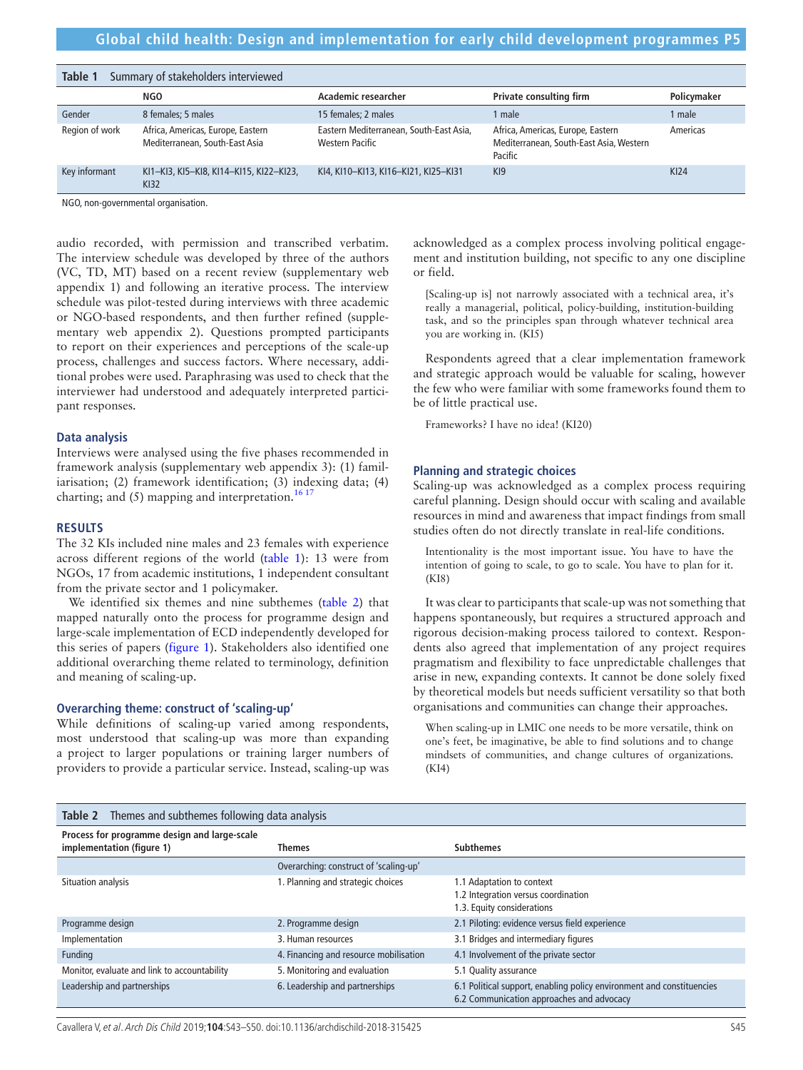**Table 1** Summary of stakeholders interviewed

| | NGO | Academic researcher | Private consulting firm | Policymaker |
|---|---|---|---|---|
| Gender | 8 females; 5 males | 15 females; 2 males | 1 male | 1 male |
| Region of work | Africa, Americas, Europe, Eastern Mediterranean, South-East Asia | Eastern Mediterranean, South-East Asia, Western Pacific | Africa, Americas, Europe, Eastern Mediterranean, South-East Asia, Western Pacific | Americas |
| Key informant | KI1–KI3, KI5–KI8, KI14–KI15, KI22–KI23, KI32 | KI4, KI10–KI13, KI16–KI21, KI25–KI31 | KI9 | KI24 |

NGO, non-governmental organisation.

audio recorded, with permission and transcribed verbatim. The interview schedule was developed by three of the authors (VC, TD, MT) based on a recent review (supplementary web appendix 1) and following an iterative process. The interview schedule was pilot-tested during interviews with three academic or NGO-based respondents, and then further refined (supplementary web appendix 2). Questions prompted participants to report on their experiences and perceptions of the scale-up process, challenges and success factors. Where necessary, additional probes were used. Paraphrasing was used to check that the interviewer had understood and adequately interpreted participant responses.

### Data analysis

Interviews were analysed using the five phases recommended in framework analysis (supplementary web appendix 3): (1) familiarisation; (2) framework identification; (3) indexing data; (4) charting; and (5) mapping and interpretation.[16 17]

## RESULTS

The 32 KIs included nine males and 23 females with experience across different regions of the world (table 1): 13 were from NGOs, 17 from academic institutions, 1 independent consultant from the private sector and 1 policymaker.

We identified six themes and nine subthemes (table 2) that mapped naturally onto the process for programme design and large-scale implementation of ECD independently developed for this series of papers (figure 1). Stakeholders also identified one additional overarching theme related to terminology, definition and meaning of scaling-up.

### Overarching theme: construct of 'scaling-up'

While definitions of scaling-up varied among respondents, most understood that scaling-up was more than expanding a project to larger populations or training larger numbers of providers to provide a particular service. Instead, scaling-up was acknowledged as a complex process involving political engagement and institution building, not specific to any one discipline or field.

> [Scaling-up is] not narrowly associated with a technical area, it's really a managerial, political, policy-building, institution-building task, and so the principles span through whatever technical area you are working in. (KI5)

Respondents agreed that a clear implementation framework and strategic approach would be valuable for scaling, however the few who were familiar with some frameworks found them to be of little practical use.

> Frameworks? I have no idea! (KI20)

### Planning and strategic choices

Scaling-up was acknowledged as a complex process requiring careful planning. Design should occur with scaling and available resources in mind and awareness that impact findings from small studies often do not directly translate in real-life conditions.

> Intentionality is the most important issue. You have to have the intention of going to scale, to go to scale. You have to plan for it. (KI8)

It was clear to participants that scale-up was not something that happens spontaneously, but requires a structured approach and rigorous decision-making process tailored to context. Respondents also agreed that implementation of any project requires pragmatism and flexibility to face unpredictable challenges that arise in new, expanding contexts. It cannot be done solely fixed by theoretical models but needs sufficient versatility so that both organisations and communities can change their approaches.

> When scaling-up in LMIC one needs to be more versatile, think on one's feet, be imaginative, be able to find solutions and to change mindsets of communities, and change cultures of organizations. (KI4)

**Table 2** Themes and subthemes following data analysis

| Process for programme design and large-scale implementation (figure 1) | Themes | Subthemes |
|---|---|---|
| | Overarching: construct of 'scaling-up' | |
| Situation analysis | 1. Planning and strategic choices | 1.1 Adaptation to context<br>1.2 Integration versus coordination<br>1.3. Equity considerations |
| Programme design | 2. Programme design | 2.1 Piloting: evidence versus field experience |
| Implementation | 3. Human resources | 3.1 Bridges and intermediary figures |
| Funding | 4. Financing and resource mobilisation | 4.1 Involvement of the private sector |
| Monitor, evaluate and link to accountability | 5. Monitoring and evaluation | 5.1 Quality assurance |
| Leadership and partnerships | 6. Leadership and partnerships | 6.1 Political support, enabling policy environment and constituencies<br>6.2 Communication approaches and advocacy |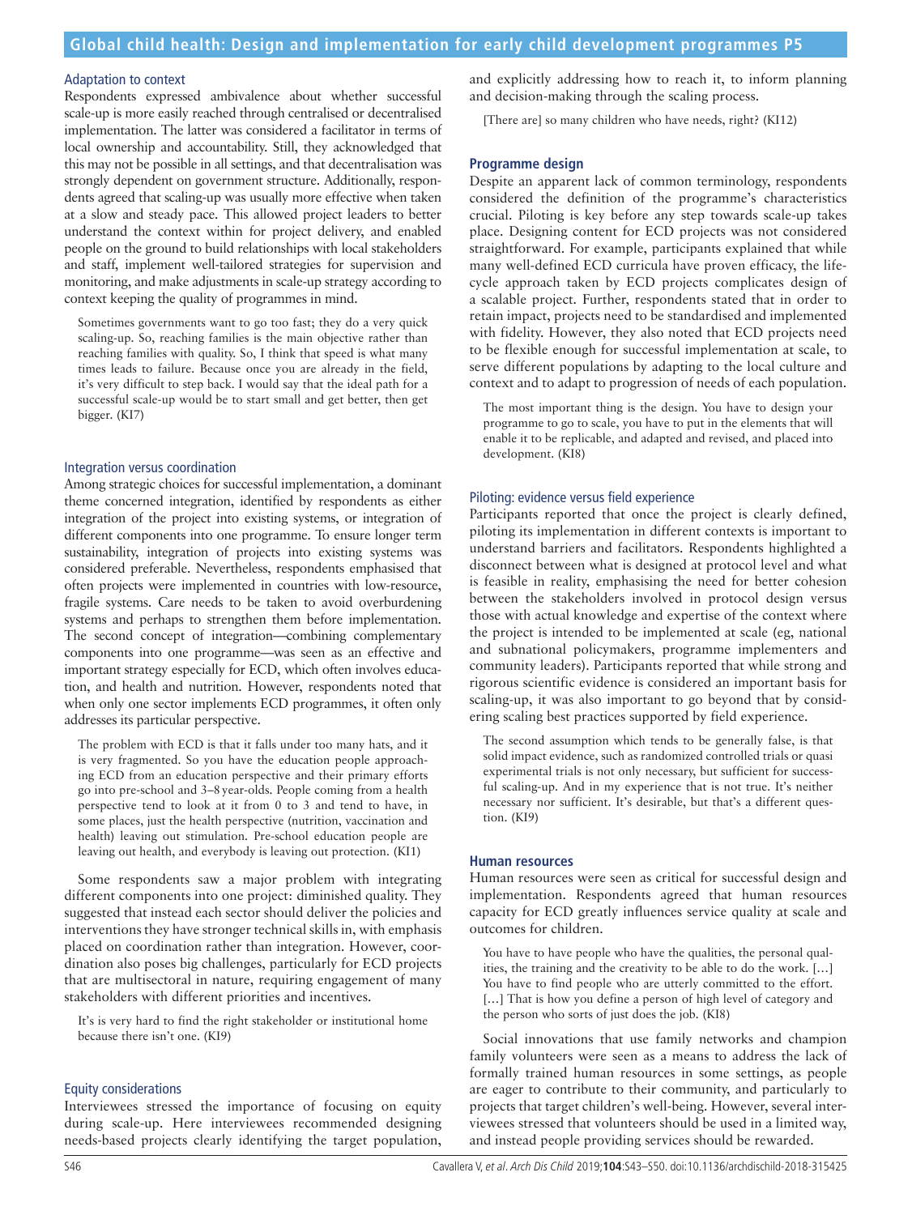### Adaptation to context

Respondents expressed ambivalence about whether successful scale-up is more easily reached through centralised or decentralised implementation. The latter was considered a facilitator in terms of local ownership and accountability. Still, they acknowledged that this may not be possible in all settings, and that decentralisation was strongly dependent on government structure. Additionally, respondents agreed that scaling-up was usually more effective when taken at a slow and steady pace. This allowed project leaders to better understand the context within for project delivery, and enabled people on the ground to build relationships with local stakeholders and staff, implement well-tailored strategies for supervision and monitoring, and make adjustments in scale-up strategy according to context keeping the quality of programmes in mind.

> Sometimes governments want to go too fast; they do a very quick scaling-up. So, reaching families is the main objective rather than reaching families with quality. So, I think that speed is what many times leads to failure. Because once you are already in the field, it's very difficult to step back. I would say that the ideal path for a successful scale-up would be to start small and get better, then get bigger. (KI7)

### Integration versus coordination

Among strategic choices for successful implementation, a dominant theme concerned integration, identified by respondents as either integration of the project into existing systems, or integration of different components into one programme. To ensure longer term sustainability, integration of projects into existing systems was considered preferable. Nevertheless, respondents emphasised that often projects were implemented in countries with low-resource, fragile systems. Care needs to be taken to avoid overburdening systems and perhaps to strengthen them before implementation. The second concept of integration—combining complementary components into one programme—was seen as an effective and important strategy especially for ECD, which often involves education, and health and nutrition. However, respondents noted that when only one sector implements ECD programmes, it often only addresses its particular perspective.

> The problem with ECD is that it falls under too many hats, and it is very fragmented. So you have the education people approaching ECD from an education perspective and their primary efforts go into pre-school and 3–8 year-olds. People coming from a health perspective tend to look at it from 0 to 3 and tend to have, in some places, just the health perspective (nutrition, vaccination and health) leaving out stimulation. Pre-school education people are leaving out health, and everybody is leaving out protection. (KI1)

Some respondents saw a major problem with integrating different components into one project: diminished quality. They suggested that instead each sector should deliver the policies and interventions they have stronger technical skills in, with emphasis placed on coordination rather than integration. However, coordination also poses big challenges, particularly for ECD projects that are multisectoral in nature, requiring engagement of many stakeholders with different priorities and incentives.

> It's is very hard to find the right stakeholder or institutional home because there isn't one. (KI9)

### Equity considerations

Interviewees stressed the importance of focusing on equity during scale-up. Here interviewees recommended designing needs-based projects clearly identifying the target population, and explicitly addressing how to reach it, to inform planning and decision-making through the scaling process.

> [There are] so many children who have needs, right? (KI12)

## Programme design

Despite an apparent lack of common terminology, respondents considered the definition of the programme's characteristics crucial. Piloting is key before any step towards scale-up takes place. Designing content for ECD projects was not considered straightforward. For example, participants explained that while many well-defined ECD curricula have proven efficacy, the life-cycle approach taken by ECD projects complicates design of a scalable project. Further, respondents stated that in order to retain impact, projects need to be standardised and implemented with fidelity. However, they also noted that ECD projects need to be flexible enough for successful implementation at scale, to serve different populations by adapting to the local culture and context and to adapt to progression of needs of each population.

> The most important thing is the design. You have to design your programme to go to scale, you have to put in the elements that will enable it to be replicable, and adapted and revised, and placed into development. (KI8)

### Piloting: evidence versus field experience

Participants reported that once the project is clearly defined, piloting its implementation in different contexts is important to understand barriers and facilitators. Respondents highlighted a disconnect between what is designed at protocol level and what is feasible in reality, emphasising the need for better cohesion between the stakeholders involved in protocol design versus those with actual knowledge and expertise of the context where the project is intended to be implemented at scale (eg, national and subnational policymakers, programme implementers and community leaders). Participants reported that while strong and rigorous scientific evidence is considered an important basis for scaling-up, it was also important to go beyond that by considering scaling best practices supported by field experience.

> The second assumption which tends to be generally false, is that solid impact evidence, such as randomized controlled trials or quasi experimental trials is not only necessary, but sufficient for successful scaling-up. And in my experience that is not true. It's neither necessary nor sufficient. It's desirable, but that's a different question. (KI9)

## Human resources

Human resources were seen as critical for successful design and implementation. Respondents agreed that human resources capacity for ECD greatly influences service quality at scale and outcomes for children.

> You have to have people who have the qualities, the personal qualities, the training and the creativity to be able to do the work. […] You have to find people who are utterly committed to the effort. […] That is how you define a person of high level of category and the person who sorts of just does the job. (KI8)

Social innovations that use family networks and champion family volunteers were seen as a means to address the lack of formally trained human resources in some settings, as people are eager to contribute to their community, and particularly to projects that target children's well-being. However, several interviewees stressed that volunteers should be used in a limited way, and instead people providing services should be rewarded.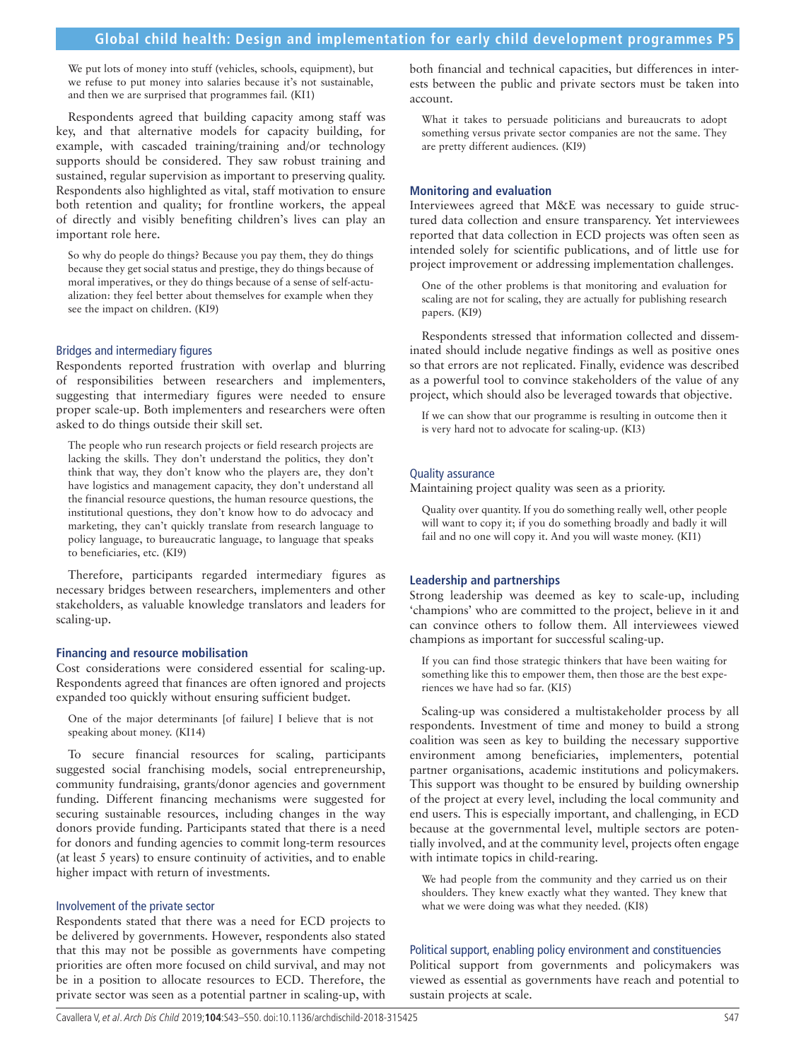> We put lots of money into stuff (vehicles, schools, equipment), but we refuse to put money into salaries because it's not sustainable, and then we are surprised that programmes fail. (KI1)

Respondents agreed that building capacity among staff was key, and that alternative models for capacity building, for example, with cascaded training/training and/or technology supports should be considered. They saw robust training and sustained, regular supervision as important to preserving quality. Respondents also highlighted as vital, staff motivation to ensure both retention and quality; for frontline workers, the appeal of directly and visibly benefiting children's lives can play an important role here.

> So why do people do things? Because you pay them, they do things because they get social status and prestige, they do things because of moral imperatives, or they do things because of a sense of self-actualization: they feel better about themselves for example when they see the impact on children. (KI9)

### Bridges and intermediary figures

Respondents reported frustration with overlap and blurring of responsibilities between researchers and implementers, suggesting that intermediary figures were needed to ensure proper scale-up. Both implementers and researchers were often asked to do things outside their skill set.

> The people who run research projects or field research projects are lacking the skills. They don't understand the politics, they don't think that way, they don't know who the players are, they don't have logistics and management capacity, they don't understand all the financial resource questions, the human resource questions, the institutional questions, they don't know how to do advocacy and marketing, they can't quickly translate from research language to policy language, to bureaucratic language, to language that speaks to beneficiaries, etc. (KI9)

Therefore, participants regarded intermediary figures as necessary bridges between researchers, implementers and other stakeholders, as valuable knowledge translators and leaders for scaling-up.

## Financing and resource mobilisation

Cost considerations were considered essential for scaling-up. Respondents agreed that finances are often ignored and projects expanded too quickly without ensuring sufficient budget.

> One of the major determinants [of failure] I believe that is not speaking about money. (KI14)

To secure financial resources for scaling, participants suggested social franchising models, social entrepreneurship, community fundraising, grants/donor agencies and government funding. Different financing mechanisms were suggested for securing sustainable resources, including changes in the way donors provide funding. Participants stated that there is a need for donors and funding agencies to commit long-term resources (at least 5 years) to ensure continuity of activities, and to enable higher impact with return of investments.

### Involvement of the private sector

Respondents stated that there was a need for ECD projects to be delivered by governments. However, respondents also stated that this may not be possible as governments have competing priorities are often more focused on child survival, and may not be in a position to allocate resources to ECD. Therefore, the private sector was seen as a potential partner in scaling-up, with both financial and technical capacities, but differences in interests between the public and private sectors must be taken into account.

> What it takes to persuade politicians and bureaucrats to adopt something versus private sector companies are not the same. They are pretty different audiences. (KI9)

## Monitoring and evaluation

Interviewees agreed that M&E was necessary to guide structured data collection and ensure transparency. Yet interviewees reported that data collection in ECD projects was often seen as intended solely for scientific publications, and of little use for project improvement or addressing implementation challenges.

> One of the other problems is that monitoring and evaluation for scaling are not for scaling, they are actually for publishing research papers. (KI9)

Respondents stressed that information collected and disseminated should include negative findings as well as positive ones so that errors are not replicated. Finally, evidence was described as a powerful tool to convince stakeholders of the value of any project, which should also be leveraged towards that objective.

> If we can show that our programme is resulting in outcome then it is very hard not to advocate for scaling-up. (KI3)

### Quality assurance

Maintaining project quality was seen as a priority.

> Quality over quantity. If you do something really well, other people will want to copy it; if you do something broadly and badly it will fail and no one will copy it. And you will waste money. (KI1)

## Leadership and partnerships

Strong leadership was deemed as key to scale-up, including 'champions' who are committed to the project, believe in it and can convince others to follow them. All interviewees viewed champions as important for successful scaling-up.

> If you can find those strategic thinkers that have been waiting for something like this to empower them, then those are the best experiences we have had so far. (KI5)

Scaling-up was considered a multistakeholder process by all respondents. Investment of time and money to build a strong coalition was seen as key to building the necessary supportive environment among beneficiaries, implementers, potential partner organisations, academic institutions and policymakers. This support was thought to be ensured by building ownership of the project at every level, including the local community and end users. This is especially important, and challenging, in ECD because at the governmental level, multiple sectors are potentially involved, and at the community level, projects often engage with intimate topics in child-rearing.

> We had people from the community and they carried us on their shoulders. They knew exactly what they wanted. They knew that what we were doing was what they needed. (KI8)

### Political support, enabling policy environment and constituencies

Political support from governments and policymakers was viewed as essential as governments have reach and potential to sustain projects at scale.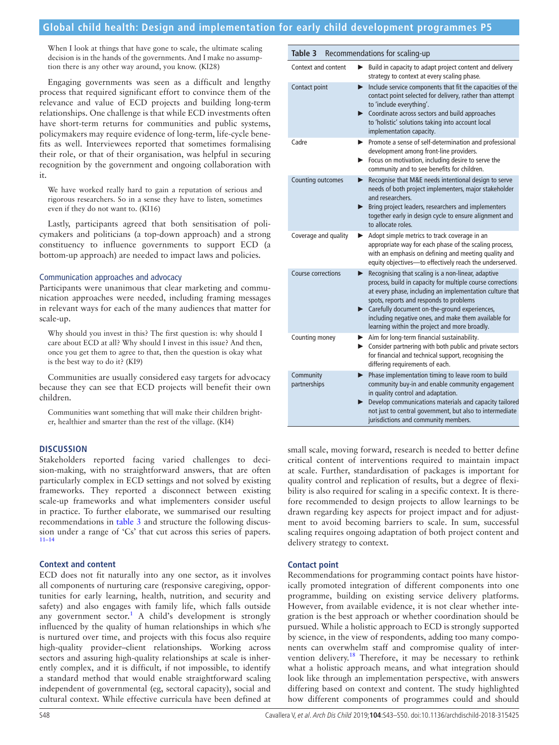> When I look at things that have gone to scale, the ultimate scaling decision is in the hands of the governments. And I make no assumption there is any other way around, you know. (KI28)

Engaging governments was seen as a difficult and lengthy process that required significant effort to convince them of the relevance and value of ECD projects and building long-term relationships. One challenge is that while ECD investments often have short-term returns for communities and public systems, policymakers may require evidence of long-term, life-cycle benefits as well. Interviewees reported that sometimes formalising their role, or that of their organisation, was helpful in securing recognition by the government and ongoing collaboration with it.

> We have worked really hard to gain a reputation of serious and rigorous researchers. So in a sense they have to listen, sometimes even if they do not want to. (KI16)

Lastly, participants agreed that both sensitisation of policymakers and politicians (a top-down approach) and a strong constituency to influence governments to support ECD (a bottom-up approach) are needed to impact laws and policies.

### Communication approaches and advocacy

Participants were unanimous that clear marketing and communication approaches were needed, including framing messages in relevant ways for each of the many audiences that matter for scale-up.

> Why should you invest in this? The first question is: why should I care about ECD at all? Why should I invest in this issue? And then, once you get them to agree to that, then the question is okay what is the best way to do it? (KI9)

Communities are usually considered easy targets for advocacy because they can see that ECD projects will benefit their own children.

> Communities want something that will make their children brighter, healthier and smarter than the rest of the village. (KI4)

## DISCUSSION

Stakeholders reported facing varied challenges to decision-making, with no straightforward answers, that are often particularly complex in ECD settings and not solved by existing frameworks. They reported a disconnect between existing scale-up frameworks and what implementers consider useful in practice. To further elaborate, we summarised our resulting recommendations in table 3 and structure the following discussion under a range of 'Cs' that cut across this series of papers.[11–14]

**Table 3** Recommendations for scaling-up

| | |
|---|---|
| Context and content | ▶ Build in capacity to adapt project content and delivery strategy to context at every scaling phase. |
| Contact point | ▶ Include service components that fit the capacities of the contact point selected for delivery, rather than attempt to 'include everything'.<br>▶ Coordinate across sectors and build approaches to 'holistic' solutions taking into account local implementation capacity. |
| Cadre | ▶ Promote a sense of self-determination and professional development among front-line providers.<br>▶ Focus on motivation, including desire to serve the community and to see benefits for children. |
| Counting outcomes | ▶ Recognise that M&E needs intentional design to serve needs of both project implementers, major stakeholder and researchers.<br>▶ Bring project leaders, researchers and implementers together early in design cycle to ensure alignment and to allocate roles. |
| Coverage and quality | ▶ Adopt simple metrics to track coverage in an appropriate way for each phase of the scaling process, with an emphasis on defining and meeting quality and equity objectives—to effectively reach the underserved. |
| Course corrections | ▶ Recognising that scaling is a non-linear, adaptive process, build in capacity for multiple course corrections at every phase, including an implementation culture that spots, reports and responds to problems<br>▶ Carefully document on-the-ground experiences, including negative ones, and make them available for learning within the project and more broadly. |
| Counting money | ▶ Aim for long-term financial sustainability.<br>▶ Consider partnering with both public and private sectors for financial and technical support, recognising the differing requirements of each. |
| Community partnerships | ▶ Phase implementation timing to leave room to build community buy-in and enable community engagement in quality control and adaptation.<br>▶ Develop communications materials and capacity tailored not just to central government, but also to intermediate jurisdictions and community members. |

### Context and content

ECD does not fit naturally into any one sector, as it involves all components of nurturing care (responsive caregiving, opportunities for early learning, health, nutrition, and security and safety) and also engages with family life, which falls outside any government sector.[1] A child's development is strongly influenced by the quality of human relationships in which s/he is nurtured over time, and projects with this focus also require high-quality provider–client relationships. Working across sectors and assuring high-quality relationships at scale is inherently complex, and it is difficult, if not impossible, to identify a standard method that would enable straightforward scaling independent of governmental (eg, sectoral capacity), social and cultural context. While effective curricula have been defined at small scale, moving forward, research is needed to better define critical content of interventions required to maintain impact at scale. Further, standardisation of packages is important for quality control and replication of results, but a degree of flexibility is also required for scaling in a specific context. It is therefore recommended to design projects to allow learnings to be drawn regarding key aspects for project impact and for adjustment to avoid becoming barriers to scale. In sum, successful scaling requires ongoing adaptation of both project content and delivery strategy to context.

### Contact point

Recommendations for programming contact points have historically promoted integration of different components into one programme, building on existing service delivery platforms. However, from available evidence, it is not clear whether integration is the best approach or whether coordination should be pursued. While a holistic approach to ECD is strongly supported by science, in the view of respondents, adding too many components can overwhelm staff and compromise quality of intervention delivery.[18] Therefore, it may be necessary to rethink what a holistic approach means, and what integration should look like through an implementation perspective, with answers differing based on context and content. The study highlighted how different components of programmes could and should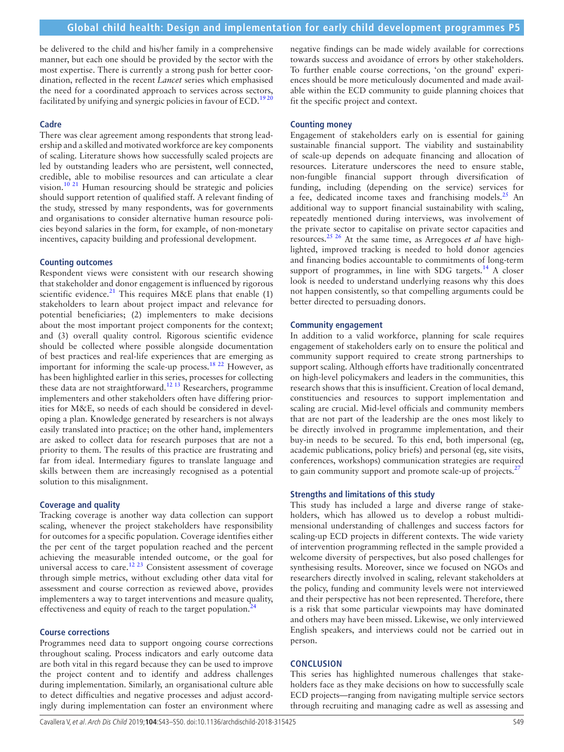be delivered to the child and his/her family in a comprehensive manner, but each one should be provided by the sector with the most expertise. There is currently a strong push for better coordination, reflected in the recent *Lancet* series which emphasised the need for a coordinated approach to services across sectors, facilitated by unifying and synergic policies in favour of ECD.[19 20]

### Cadre

There was clear agreement among respondents that strong leadership and a skilled and motivated workforce are key components of scaling. Literature shows how successfully scaled projects are led by outstanding leaders who are persistent, well connected, credible, able to mobilise resources and can articulate a clear vision.[10 21] Human resourcing should be strategic and policies should support retention of qualified staff. A relevant finding of the study, stressed by many respondents, was for governments and organisations to consider alternative human resource policies beyond salaries in the form, for example, of non-monetary incentives, capacity building and professional development.

### Counting outcomes

Respondent views were consistent with our research showing that stakeholder and donor engagement is influenced by rigorous scientific evidence.[21] This requires M&E plans that enable (1) stakeholders to learn about project impact and relevance for potential beneficiaries; (2) implementers to make decisions about the most important project components for the context; and (3) overall quality control. Rigorous scientific evidence should be collected where possible alongside documentation of best practices and real-life experiences that are emerging as important for informing the scale-up process.[18 22] However, as has been highlighted earlier in this series, processes for collecting these data are not straightforward.[12 13] Researchers, programme implementers and other stakeholders often have differing priorities for M&E, so needs of each should be considered in developing a plan. Knowledge generated by researchers is not always easily translated into practice; on the other hand, implementers are asked to collect data for research purposes that are not a priority to them. The results of this practice are frustrating and far from ideal. Intermediary figures to translate language and skills between them are increasingly recognised as a potential solution to this misalignment.

### Coverage and quality

Tracking coverage is another way data collection can support scaling, whenever the project stakeholders have responsibility for outcomes for a specific population. Coverage identifies either the per cent of the target population reached and the percent achieving the measurable intended outcome, or the goal for universal access to care.[12 23] Consistent assessment of coverage through simple metrics, without excluding other data vital for assessment and course correction as reviewed above, provides implementers a way to target interventions and measure quality, effectiveness and equity of reach to the target population.[24]

### Course corrections

Programmes need data to support ongoing course corrections throughout scaling. Process indicators and early outcome data are both vital in this regard because they can be used to improve the project content and to identify and address challenges during implementation. Similarly, an organisational culture able to detect difficulties and negative processes and adjust accordingly during implementation can foster an environment where negative findings can be made widely available for corrections towards success and avoidance of errors by other stakeholders. To further enable course corrections, 'on the ground' experiences should be more meticulously documented and made available within the ECD community to guide planning choices that fit the specific project and context.

### Counting money

Engagement of stakeholders early on is essential for gaining sustainable financial support. The viability and sustainability of scale-up depends on adequate financing and allocation of resources. Literature underscores the need to ensure stable, non-fungible financial support through diversification of funding, including (depending on the service) services for a fee, dedicated income taxes and franchising models.[25] An additional way to support financial sustainability with scaling, repeatedly mentioned during interviews, was involvement of the private sector to capitalise on private sector capacities and resources.[25 26] At the same time, as Arregoces *et al* have highlighted, improved tracking is needed to hold donor agencies and financing bodies accountable to commitments of long-term support of programmes, in line with SDG targets.[14] A closer look is needed to understand underlying reasons why this does not happen consistently, so that compelling arguments could be better directed to persuading donors.

### Community engagement

In addition to a valid workforce, planning for scale requires engagement of stakeholders early on to ensure the political and community support required to create strong partnerships to support scaling. Although efforts have traditionally concentrated on high-level policymakers and leaders in the communities, this research shows that this is insufficient. Creation of local demand, constituencies and resources to support implementation and scaling are crucial. Mid-level officials and community members that are not part of the leadership are the ones most likely to be directly involved in programme implementation, and their buy-in needs to be secured. To this end, both impersonal (eg, academic publications, policy briefs) and personal (eg, site visits, conferences, workshops) communication strategies are required to gain community support and promote scale-up of projects.[27]

### Strengths and limitations of this study

This study has included a large and diverse range of stakeholders, which has allowed us to develop a robust multidimensional understanding of challenges and success factors for scaling-up ECD projects in different contexts. The wide variety of intervention programming reflected in the sample provided a welcome diversity of perspectives, but also posed challenges for synthesising results. Moreover, since we focused on NGOs and researchers directly involved in scaling, relevant stakeholders at the policy, funding and community levels were not interviewed and their perspective has not been represented. Therefore, there is a risk that some particular viewpoints may have dominated and others may have been missed. Likewise, we only interviewed English speakers, and interviews could not be carried out in person.

## CONCLUSION

This series has highlighted numerous challenges that stakeholders face as they make decisions on how to successfully scale ECD projects—ranging from navigating multiple service sectors through recruiting and managing cadre as well as assessing and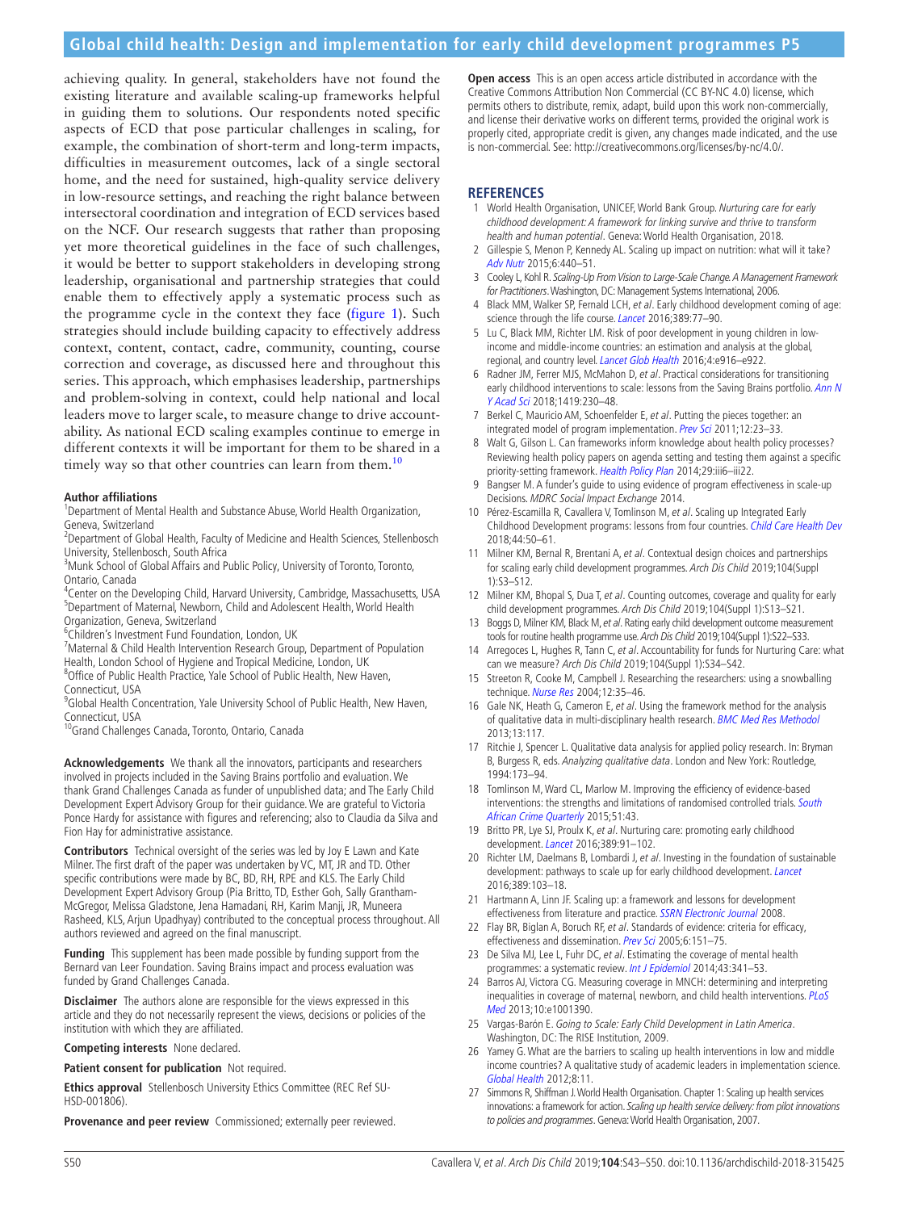achieving quality. In general, stakeholders have not found the existing literature and available scaling-up frameworks helpful in guiding them to solutions. Our respondents noted specific aspects of ECD that pose particular challenges in scaling, for example, the combination of short-term and long-term impacts, difficulties in measurement outcomes, lack of a single sectoral home, and the need for sustained, high-quality service delivery in low-resource settings, and reaching the right balance between intersectoral coordination and integration of ECD services based on the NCF. Our research suggests that rather than proposing yet more theoretical guidelines in the face of such challenges, it would be better to support stakeholders in developing strong leadership, organisational and partnership strategies that could enable them to effectively apply a systematic process such as the programme cycle in the context they face (figure 1). Such strategies should include building capacity to effectively address context, content, contact, cadre, community, counting, course correction and coverage, as discussed here and throughout this series. This approach, which emphasises leadership, partnerships and problem-solving in context, could help national and local leaders move to larger scale, to measure change to drive accountability. As national ECD scaling examples continue to emerge in different contexts it will be important for them to be shared in a timely way so that other countries can learn from them.[10]

**Author affiliations**

[1]Department of Mental Health and Substance Abuse, World Health Organization, Geneva, Switzerland
[2]Department of Global Health, Faculty of Medicine and Health Sciences, Stellenbosch University, Stellenbosch, South Africa
[3]Munk School of Global Affairs and Public Policy, University of Toronto, Toronto, Ontario, Canada
[4]Center on the Developing Child, Harvard University, Cambridge, Massachusetts, USA
[5]Department of Maternal, Newborn, Child and Adolescent Health, World Health Organization, Geneva, Switzerland
[6]Children's Investment Fund Foundation, London, UK
[7]Maternal & Child Health Intervention Research Group, Department of Population Health, London School of Hygiene and Tropical Medicine, London, UK
[8]Office of Public Health Practice, Yale School of Public Health, New Haven, Connecticut, USA
[9]Global Health Concentration, Yale University School of Public Health, New Haven, Connecticut, USA
[10]Grand Challenges Canada, Toronto, Ontario, Canada

**Acknowledgements** We thank all the innovators, participants and researchers involved in projects included in the Saving Brains portfolio and evaluation. We thank Grand Challenges Canada as funder of unpublished data; and The Early Child Development Expert Advisory Group for their guidance. We are grateful to Victoria Ponce Hardy for assistance with figures and referencing; also to Claudia da Silva and Fion Hay for administrative assistance.

**Contributors** Technical oversight of the series was led by Joy E Lawn and Kate Milner. The first draft of the paper was undertaken by VC, MT, JR and TD. Other specific contributions were made by BC, BD, RH, RPE and KLS. The Early Child Development Expert Advisory Group (Pia Britto, TD, Esther Goh, Sally Grantham-McGregor, Melissa Gladstone, Jena Hamadani, RH, Karim Manji, JR, Muneera Rasheed, KLS, Arjun Upadhyay) contributed to the conceptual process throughout. All authors reviewed and agreed on the final manuscript.

**Funding** This supplement has been made possible by funding support from the Bernard van Leer Foundation. Saving Brains impact and process evaluation was funded by Grand Challenges Canada.

**Disclaimer** The authors alone are responsible for the views expressed in this article and they do not necessarily represent the views, decisions or policies of the institution with which they are affiliated.

**Competing interests** None declared.

**Patient consent for publication** Not required.

**Ethics approval** Stellenbosch University Ethics Committee (REC Ref SU-HSD-001806).

**Provenance and peer review** Commissioned; externally peer reviewed.

**Open access** This is an open access article distributed in accordance with the Creative Commons Attribution Non Commercial (CC BY-NC 4.0) license, which permits others to distribute, remix, adapt, build upon this work non-commercially, and license their derivative works on different terms, provided the original work is properly cited, appropriate credit is given, any changes made indicated, and the use is non-commercial. See: http://creativecommons.org/licenses/by-nc/4.0/.

## REFERENCES

1. World Health Organisation, UNICEF, World Bank Group. *Nurturing care for early childhood development: A framework for linking survive and thrive to transform health and human potential*. Geneva: World Health Organisation, 2018.
2. Gillespie S, Menon P, Kennedy AL. Scaling up impact on nutrition: what will it take? *Adv Nutr* 2015;6:440–51.
3. Cooley L, Kohl R. *Scaling-Up From Vision to Large-Scale Change. A Management Framework for Practitioners*. Washington, DC: Management Systems International, 2006.
4. Black MM, Walker SP, Fernald LCH, *et al*. Early childhood development coming of age: science through the life course. *Lancet* 2016;389:77–90.
5. Lu C, Black MM, Richter LM. Risk of poor development in young children in low-income and middle-income countries: an estimation and analysis at the global, regional, and country level. *Lancet Glob Health* 2016;4:e916–e922.
6. Radner JM, Ferrer MJS, McMahon D, *et al*. Practical considerations for transitioning early childhood interventions to scale: lessons from the Saving Brains portfolio. *Ann N Y Acad Sci* 2018;1419:230–48.
7. Berkel C, Mauricio AM, Schoenfelder E, *et al*. Putting the pieces together: an integrated model of program implementation. *Prev Sci* 2011;12:23–33.
8. Walt G, Gilson L. Can frameworks inform knowledge about health policy processes? Reviewing health policy papers on agenda setting and testing them against a specific priority-setting framework. *Health Policy Plan* 2014;29:iii6–iii22.
9. Bangser M. A funder's guide to using evidence of program effectiveness in scale-up Decisions. *MDRC Social Impact Exchange* 2014.
10. Pérez-Escamilla R, Cavallera V, Tomlinson M, *et al*. Scaling up Integrated Early Childhood Development programs: lessons from four countries. *Child Care Health Dev* 2018;44:50–61.
11. Milner KM, Bernal R, Brentani A, *et al*. Contextual design choices and partnerships for scaling early child development programmes. *Arch Dis Child* 2019;104(Suppl 1):S3–S12.
12. Milner KM, Bhopal S, Dua T, *et al*. Counting outcomes, coverage and quality for early child development programmes. *Arch Dis Child* 2019;104(Suppl 1):S13–S21.
13. Boggs D, Milner KM, Black M, *et al*. Rating early child development outcome measurement tools for routine health programme use. *Arch Dis Child* 2019;104(Suppl 1):S22–S33.
14. Arregoces L, Hughes R, Tann C, *et al*. Accountability for funds for Nurturing Care: what can we measure? *Arch Dis Child* 2019;104(Suppl 1):S34–S42.
15. Streeton R, Cooke M, Campbell J. Researching the researchers: using a snowballing technique. *Nurse Res* 2004;12:35–46.
16. Gale NK, Heath G, Cameron E, *et al*. Using the framework method for the analysis of qualitative data in multi-disciplinary health research. *BMC Med Res Methodol* 2013;13:117.
17. Ritchie J, Spencer L. Qualitative data analysis for applied policy research. In: Bryman B, Burgess R, eds. *Analyzing qualitative data*. London and New York: Routledge, 1994:173–94.
18. Tomlinson M, Ward CL, Marlow M. Improving the efficiency of evidence-based interventions: the strengths and limitations of randomised controlled trials. *South African Crime Quarterly* 2015;51:43.
19. Britto PR, Lye SJ, Proulx K, *et al*. Nurturing care: promoting early childhood development. *Lancet* 2016;389:91–102.
20. Richter LM, Daelmans B, Lombardi J, *et al*. Investing in the foundation of sustainable development: pathways to scale up for early childhood development. *Lancet* 2016;389:103–18.
21. Hartmann A, Linn JF. Scaling up: a framework and lessons for development effectiveness from literature and practice. *SSRN Electronic Journal* 2008.
22. Flay BR, Biglan A, Boruch RF, *et al*. Standards of evidence: criteria for efficacy, effectiveness and dissemination. *Prev Sci* 2005;6:151–75.
23. De Silva MJ, Lee L, Fuhr DC, *et al*. Estimating the coverage of mental health programmes: a systematic review. *Int J Epidemiol* 2014;43:341–53.
24. Barros AJ, Victora CG. Measuring coverage in MNCH: determining and interpreting inequalities in coverage of maternal, newborn, and child health interventions. *PLoS Med* 2013;10:e1001390.
25. Vargas-Barón E. *Going to Scale: Early Child Development in Latin America*. Washington, DC: The RISE Institution, 2009.
26. Yamey G. What are the barriers to scaling up health interventions in low and middle income countries? A qualitative study of academic leaders in implementation science. *Global Health* 2012;8:11.
27. Simmons R, Shiffman J. World Health Organisation. Chapter 1: Scaling up health services innovations: a framework for action. *Scaling up health service delivery: from pilot innovations to policies and programmes*. Geneva: World Health Organisation, 2007.